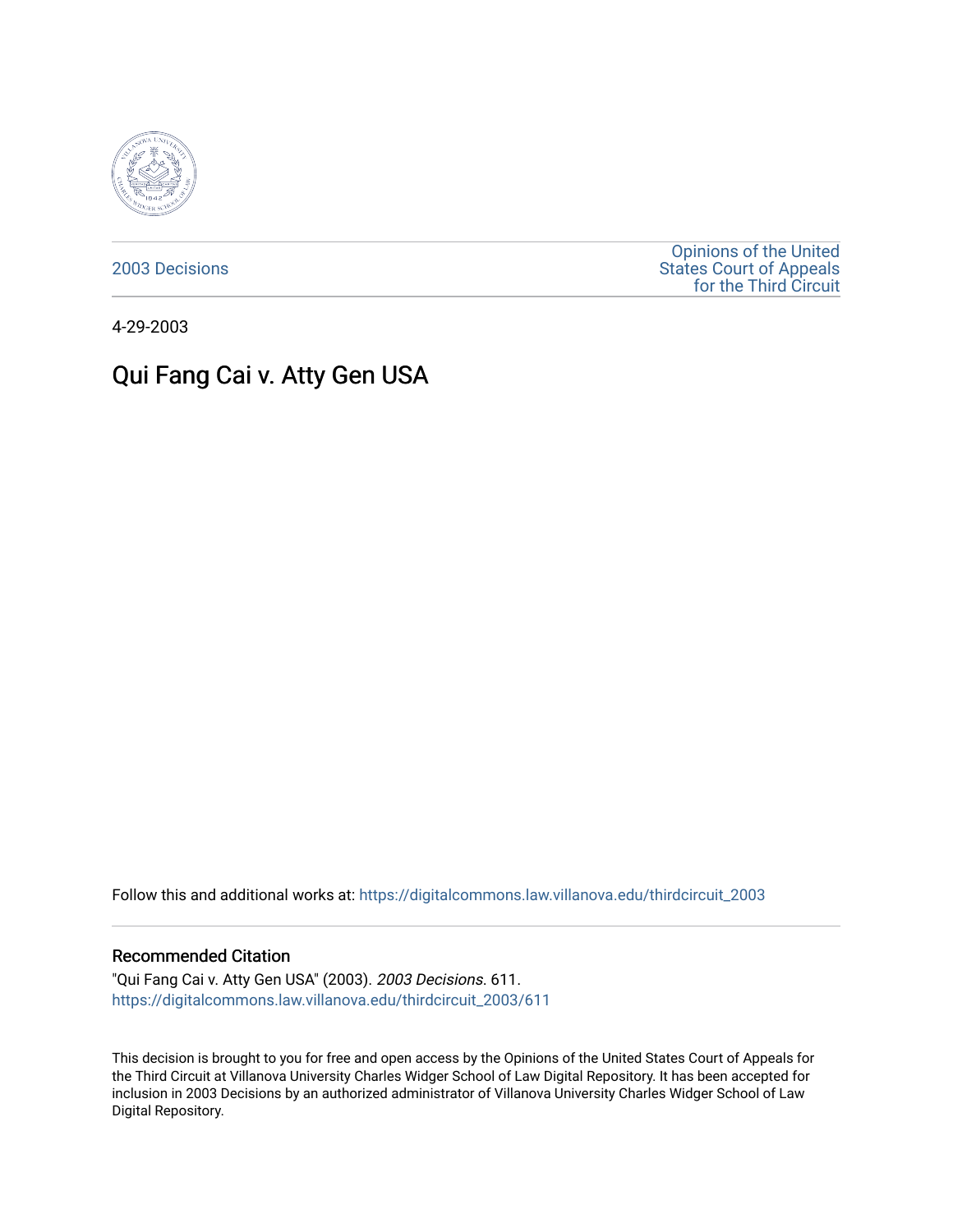2003 Decisions

Opinions of the United States Court of Appeals for the Third Circuit

4-29-2003

# Qui Fang Cai v. Atty Gen USA

Follow this and additional works at: https://digitalcommons.law.villanova.edu/thirdcircuit_2003

## Recommended Citation

"Qui Fang Cai v. Atty Gen USA" (2003). *2003 Decisions*. 611.
https://digitalcommons.law.villanova.edu/thirdcircuit_2003/611

This decision is brought to you for free and open access by the Opinions of the United States Court of Appeals for the Third Circuit at Villanova University Charles Widger School of Law Digital Repository. It has been accepted for inclusion in 2003 Decisions by an authorized administrator of Villanova University Charles Widger School of Law Digital Repository.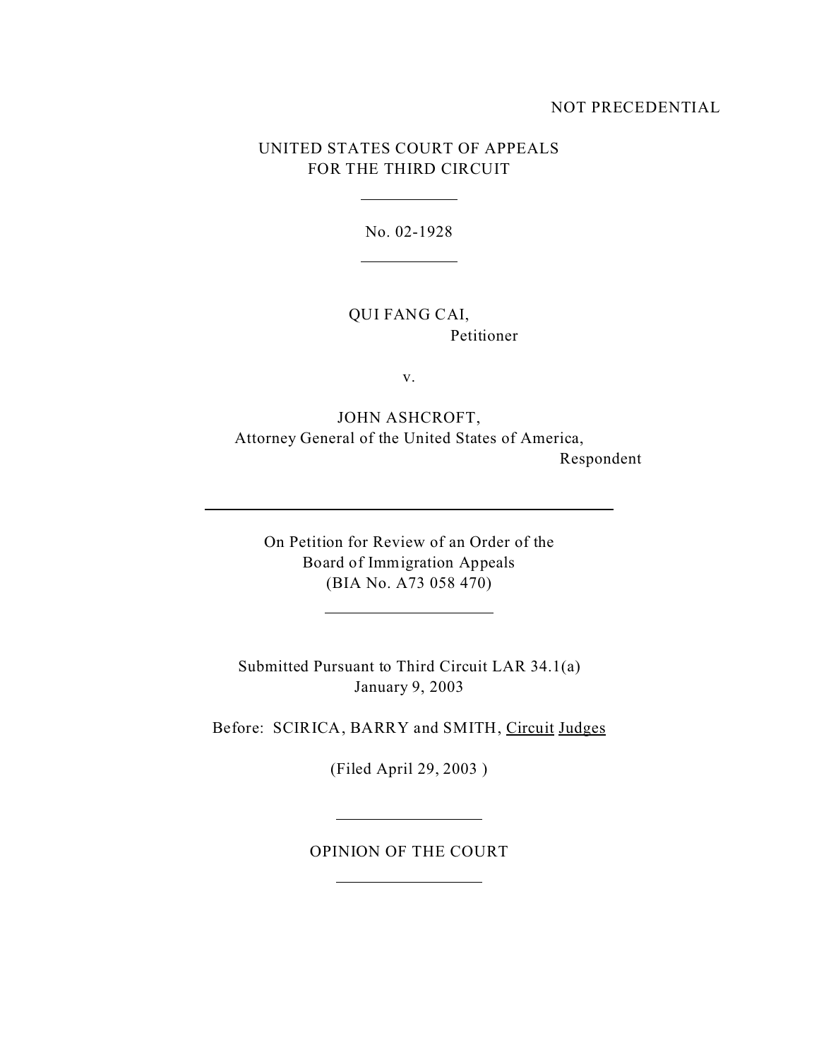NOT PRECEDENTIAL

UNITED STATES COURT OF APPEALS
FOR THE THIRD CIRCUIT

---

No. 02-1928

---

QUI FANG CAI,
Petitioner

v.

JOHN ASHCROFT,
Attorney General of the United States of America,
Respondent

---

On Petition for Review of an Order of the
Board of Immigration Appeals
(BIA No. A73 058 470)

---

Submitted Pursuant to Third Circuit LAR 34.1(a)
January 9, 2003

Before: SCIRICA, BARRY and SMITH, Circuit Judges

(Filed April 29, 2003 )

---

OPINION OF THE COURT

---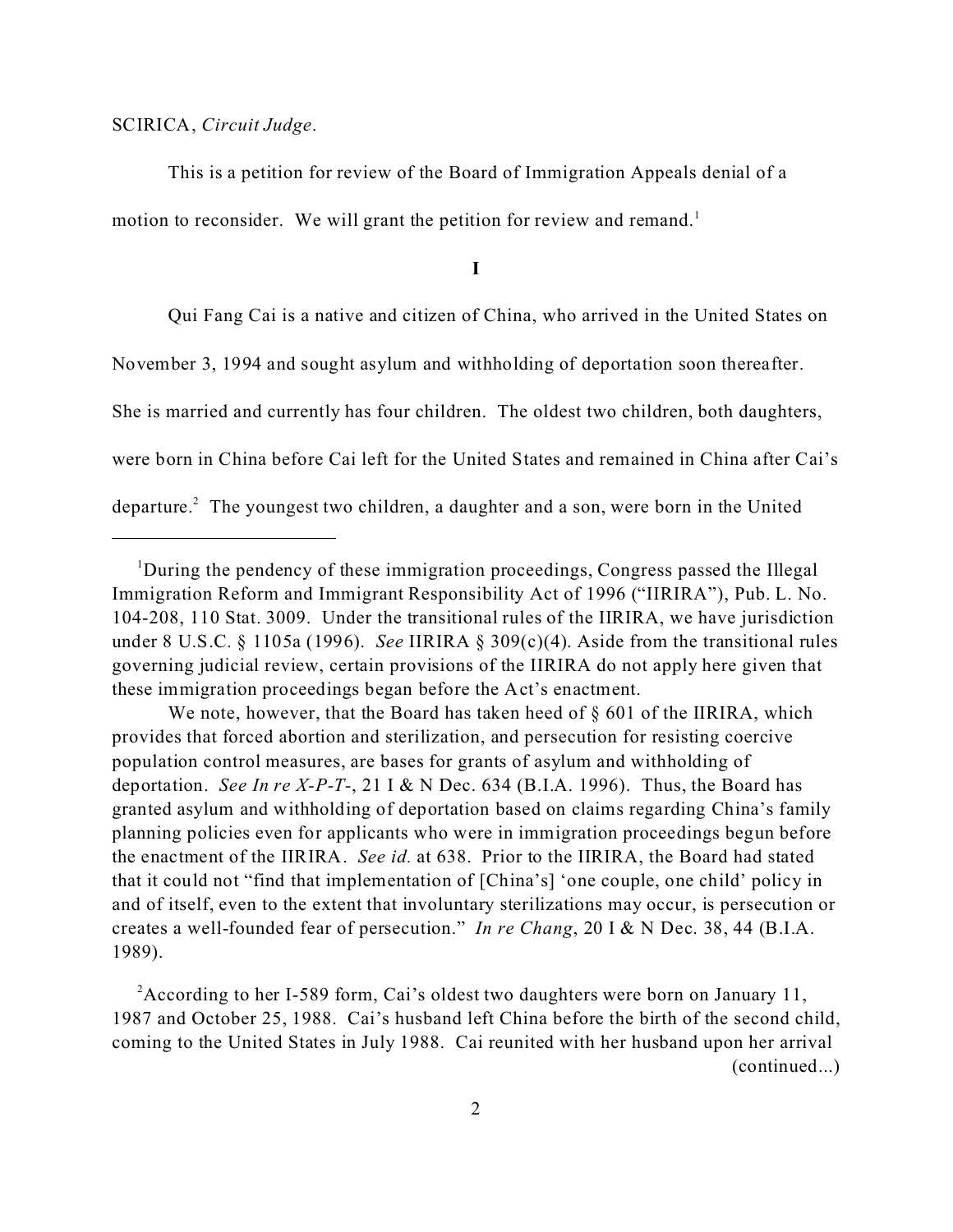SCIRICA, *Circuit Judge*.

This is a petition for review of the Board of Immigration Appeals denial of a motion to reconsider. We will grant the petition for review and remand.[1]

**I**

Qui Fang Cai is a native and citizen of China, who arrived in the United States on November 3, 1994 and sought asylum and withholding of deportation soon thereafter. She is married and currently has four children. The oldest two children, both daughters, were born in China before Cai left for the United States and remained in China after Cai's departure.[2] The youngest two children, a daughter and a son, were born in the United

---

[1]During the pendency of these immigration proceedings, Congress passed the Illegal Immigration Reform and Immigrant Responsibility Act of 1996 ("IIRIRA"), Pub. L. No. 104-208, 110 Stat. 3009. Under the transitional rules of the IIRIRA, we have jurisdiction under 8 U.S.C. § 1105a (1996). *See* IIRIRA § 309(c)(4). Aside from the transitional rules governing judicial review, certain provisions of the IIRIRA do not apply here given that these immigration proceedings began before the Act's enactment.

We note, however, that the Board has taken heed of § 601 of the IIRIRA, which provides that forced abortion and sterilization, and persecution for resisting coercive population control measures, are bases for grants of asylum and withholding of deportation. *See In re X-P-T-*, 21 I & N Dec. 634 (B.I.A. 1996). Thus, the Board has granted asylum and withholding of deportation based on claims regarding China's family planning policies even for applicants who were in immigration proceedings begun before the enactment of the IIRIRA. *See id.* at 638. Prior to the IIRIRA, the Board had stated that it could not "find that implementation of [China's] 'one couple, one child' policy in and of itself, even to the extent that involuntary sterilizations may occur, is persecution or creates a well-founded fear of persecution." *In re Chang*, 20 I & N Dec. 38, 44 (B.I.A. 1989).

[2]According to her I-589 form, Cai's oldest two daughters were born on January 11, 1987 and October 25, 1988. Cai's husband left China before the birth of the second child, coming to the United States in July 1988. Cai reunited with her husband upon her arrival (continued...)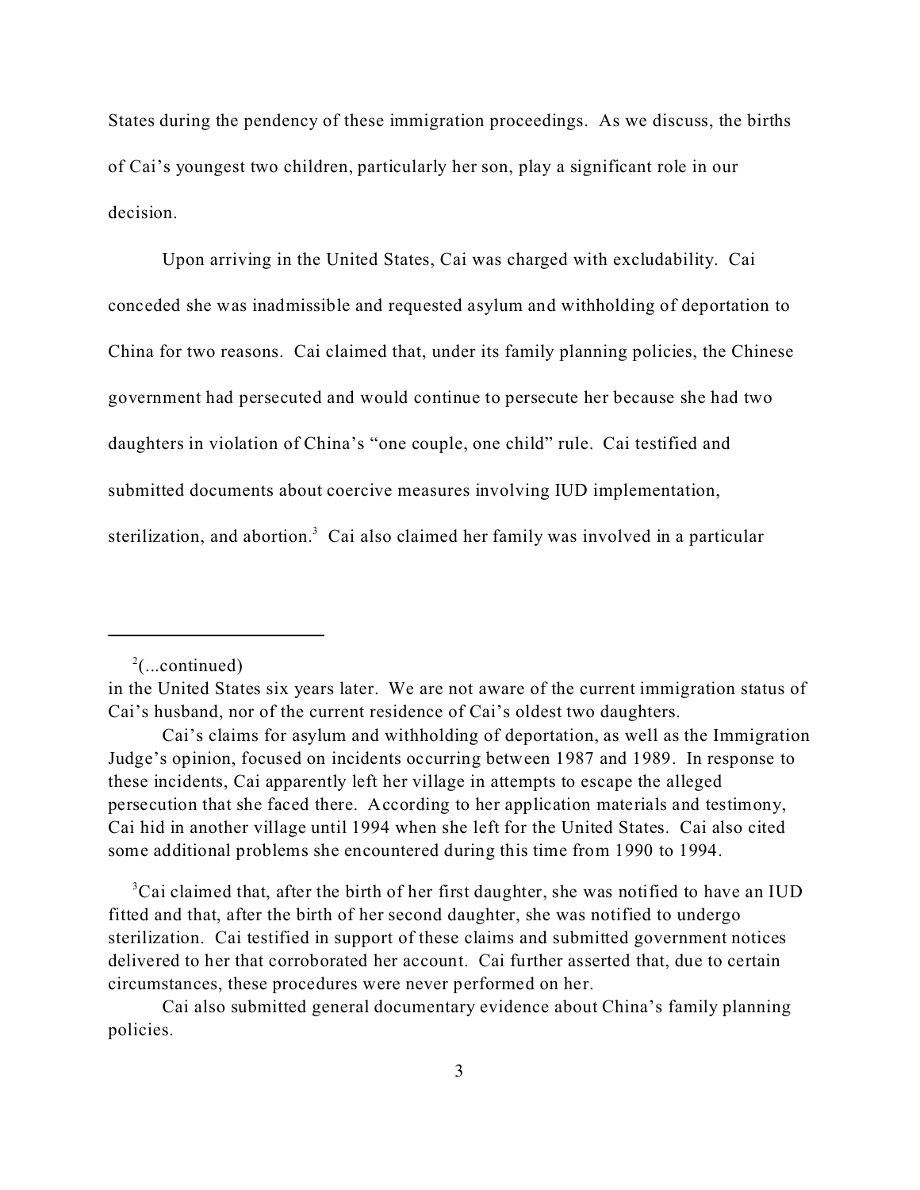States during the pendency of these immigration proceedings. As we discuss, the births of Cai's youngest two children, particularly her son, play a significant role in our decision.

Upon arriving in the United States, Cai was charged with excludability. Cai conceded she was inadmissible and requested asylum and withholding of deportation to China for two reasons. Cai claimed that, under its family planning policies, the Chinese government had persecuted and would continue to persecute her because she had two daughters in violation of China's "one couple, one child" rule. Cai testified and submitted documents about coercive measures involving IUD implementation, sterilization, and abortion.[3] Cai also claimed her family was involved in a particular

---

[2](...continued)
in the United States six years later. We are not aware of the current immigration status of Cai's husband, nor of the current residence of Cai's oldest two daughters.

Cai's claims for asylum and withholding of deportation, as well as the Immigration Judge's opinion, focused on incidents occurring between 1987 and 1989. In response to these incidents, Cai apparently left her village in attempts to escape the alleged persecution that she faced there. According to her application materials and testimony, Cai hid in another village until 1994 when she left for the United States. Cai also cited some additional problems she encountered during this time from 1990 to 1994.

[3]Cai claimed that, after the birth of her first daughter, she was notified to have an IUD fitted and that, after the birth of her second daughter, she was notified to undergo sterilization. Cai testified in support of these claims and submitted government notices delivered to her that corroborated her account. Cai further asserted that, due to certain circumstances, these procedures were never performed on her.

Cai also submitted general documentary evidence about China's family planning policies.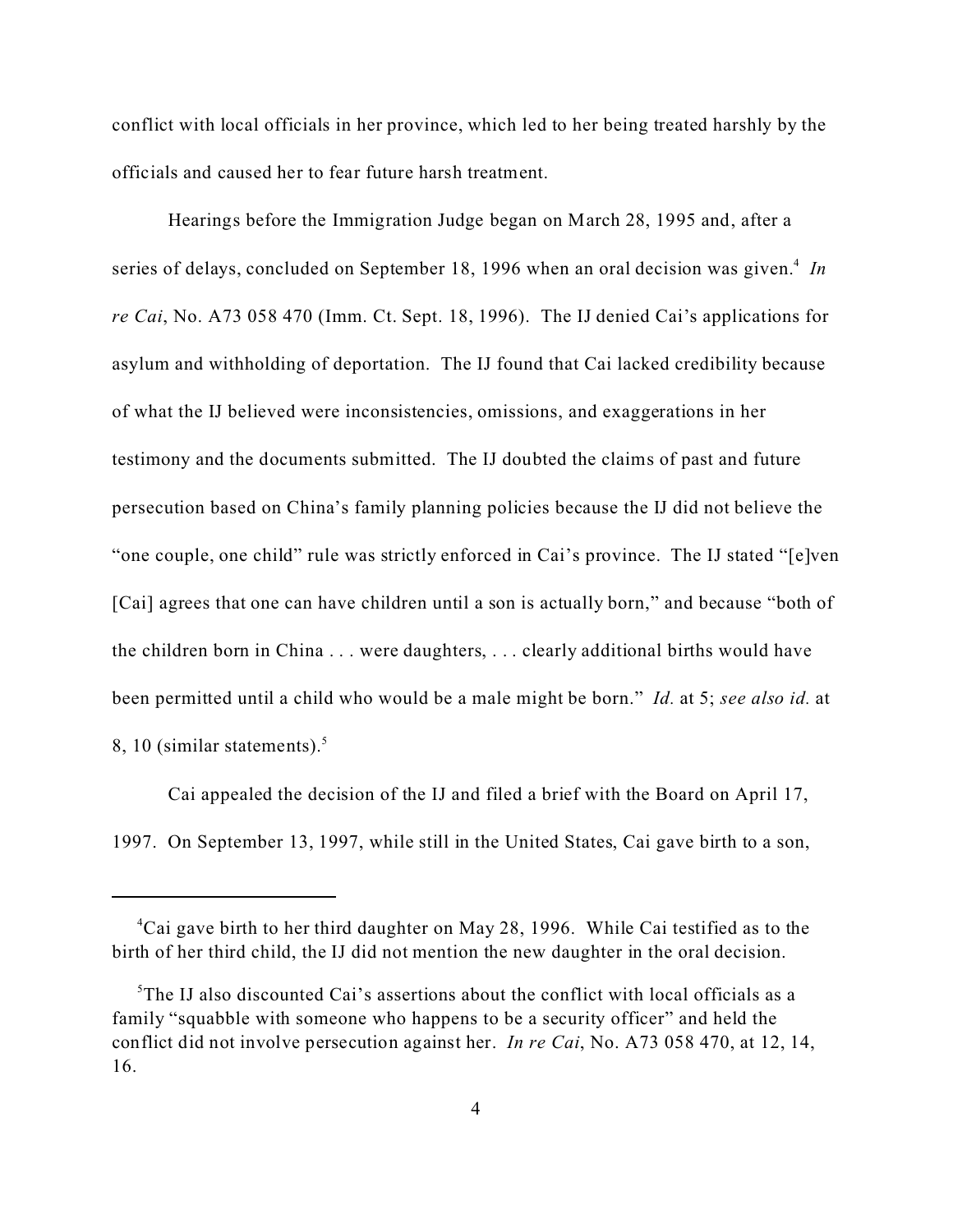conflict with local officials in her province, which led to her being treated harshly by the officials and caused her to fear future harsh treatment.

Hearings before the Immigration Judge began on March 28, 1995 and, after a series of delays, concluded on September 18, 1996 when an oral decision was given.[4] *In re Cai*, No. A73 058 470 (Imm. Ct. Sept. 18, 1996). The IJ denied Cai's applications for asylum and withholding of deportation. The IJ found that Cai lacked credibility because of what the IJ believed were inconsistencies, omissions, and exaggerations in her testimony and the documents submitted. The IJ doubted the claims of past and future persecution based on China's family planning policies because the IJ did not believe the "one couple, one child" rule was strictly enforced in Cai's province. The IJ stated "[e]ven [Cai] agrees that one can have children until a son is actually born," and because "both of the children born in China . . . were daughters, . . . clearly additional births would have been permitted until a child who would be a male might be born." *Id.* at 5; *see also id.* at 8, 10 (similar statements).[5]

Cai appealed the decision of the IJ and filed a brief with the Board on April 17, 1997. On September 13, 1997, while still in the United States, Cai gave birth to a son,

---

[4]Cai gave birth to her third daughter on May 28, 1996. While Cai testified as to the birth of her third child, the IJ did not mention the new daughter in the oral decision.

[5]The IJ also discounted Cai's assertions about the conflict with local officials as a family "squabble with someone who happens to be a security officer" and held the conflict did not involve persecution against her. *In re Cai*, No. A73 058 470, at 12, 14, 16.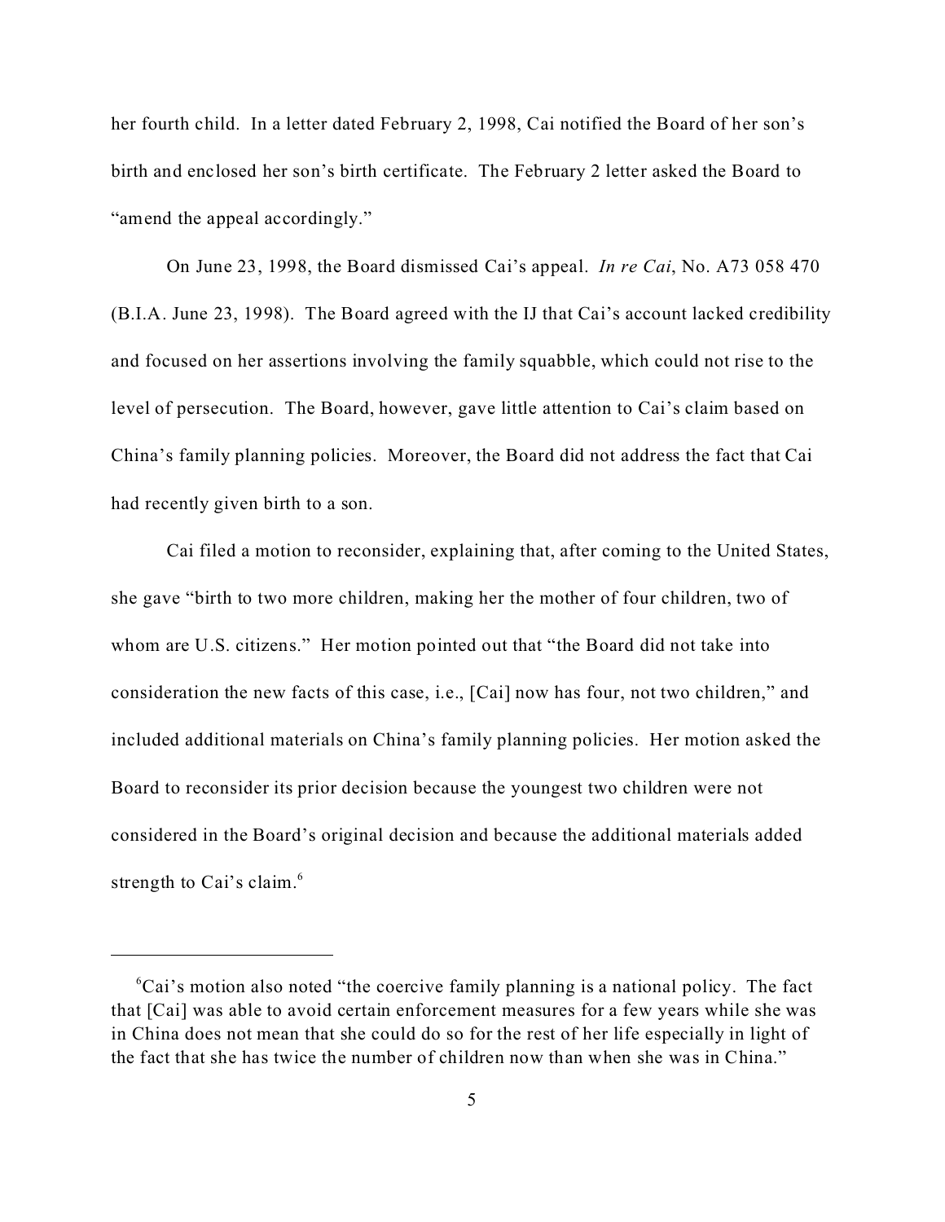her fourth child. In a letter dated February 2, 1998, Cai notified the Board of her son's birth and enclosed her son's birth certificate. The February 2 letter asked the Board to "amend the appeal accordingly."

On June 23, 1998, the Board dismissed Cai's appeal. *In re Cai*, No. A73 058 470 (B.I.A. June 23, 1998). The Board agreed with the IJ that Cai's account lacked credibility and focused on her assertions involving the family squabble, which could not rise to the level of persecution. The Board, however, gave little attention to Cai's claim based on China's family planning policies. Moreover, the Board did not address the fact that Cai had recently given birth to a son.

Cai filed a motion to reconsider, explaining that, after coming to the United States, she gave "birth to two more children, making her the mother of four children, two of whom are U.S. citizens." Her motion pointed out that "the Board did not take into consideration the new facts of this case, i.e., [Cai] now has four, not two children," and included additional materials on China's family planning policies. Her motion asked the Board to reconsider its prior decision because the youngest two children were not considered in the Board's original decision and because the additional materials added strength to Cai's claim.[6]

---

[6] Cai's motion also noted "the coercive family planning is a national policy. The fact that [Cai] was able to avoid certain enforcement measures for a few years while she was in China does not mean that she could do so for the rest of her life especially in light of the fact that she has twice the number of children now than when she was in China."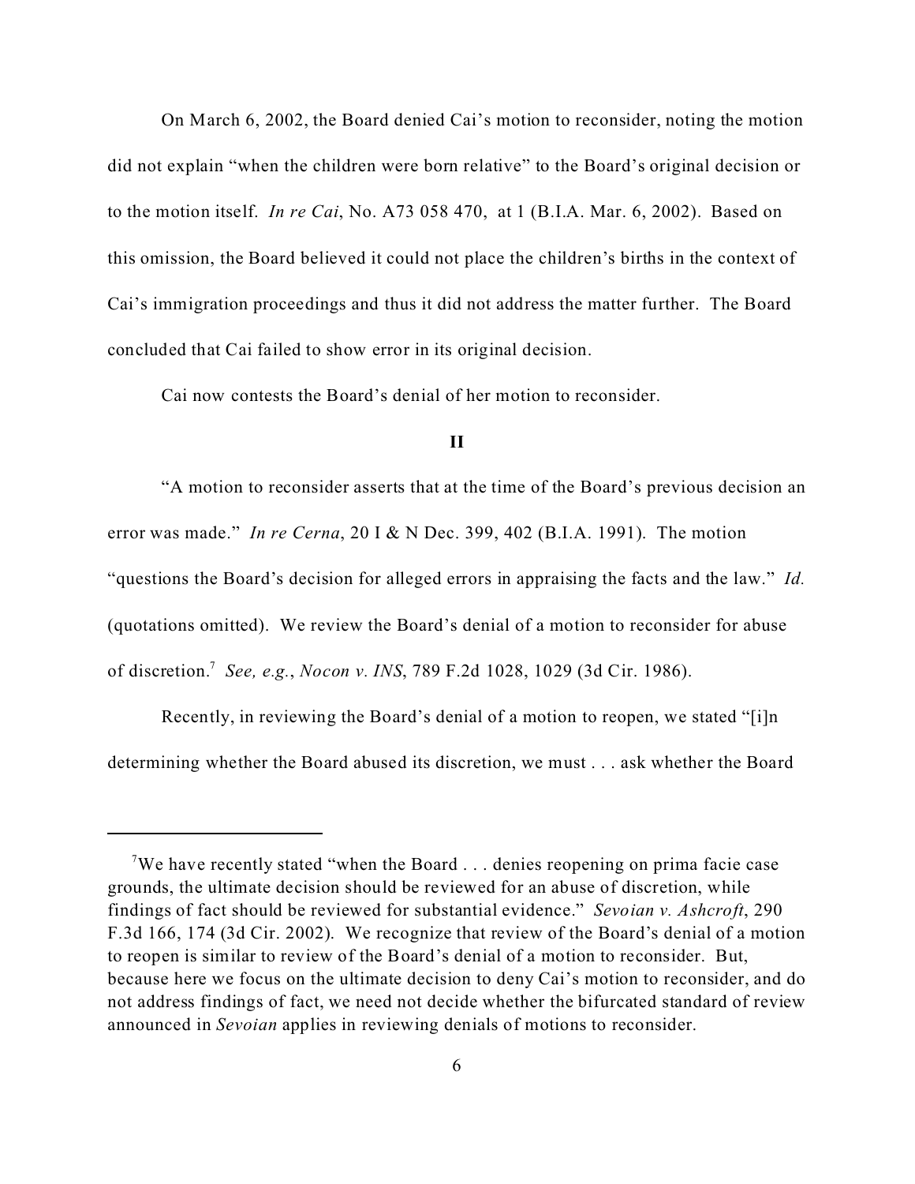On March 6, 2002, the Board denied Cai's motion to reconsider, noting the motion did not explain "when the children were born relative" to the Board's original decision or to the motion itself. *In re Cai*, No. A73 058 470, at 1 (B.I.A. Mar. 6, 2002). Based on this omission, the Board believed it could not place the children's births in the context of Cai's immigration proceedings and thus it did not address the matter further. The Board concluded that Cai failed to show error in its original decision.

Cai now contests the Board's denial of her motion to reconsider.

## II

"A motion to reconsider asserts that at the time of the Board's previous decision an error was made." *In re Cerna*, 20 I & N Dec. 399, 402 (B.I.A. 1991). The motion "questions the Board's decision for alleged errors in appraising the facts and the law." *Id.* (quotations omitted). We review the Board's denial of a motion to reconsider for abuse of discretion.[7] *See, e.g.*, *Nocon v. INS*, 789 F.2d 1028, 1029 (3d Cir. 1986).

Recently, in reviewing the Board's denial of a motion to reopen, we stated "[i]n determining whether the Board abused its discretion, we must . . . ask whether the Board

---

[7]We have recently stated "when the Board . . . denies reopening on prima facie case grounds, the ultimate decision should be reviewed for an abuse of discretion, while findings of fact should be reviewed for substantial evidence." *Sevoian v. Ashcroft*, 290 F.3d 166, 174 (3d Cir. 2002). We recognize that review of the Board's denial of a motion to reopen is similar to review of the Board's denial of a motion to reconsider. But, because here we focus on the ultimate decision to deny Cai's motion to reconsider, and do not address findings of fact, we need not decide whether the bifurcated standard of review announced in *Sevoian* applies in reviewing denials of motions to reconsider.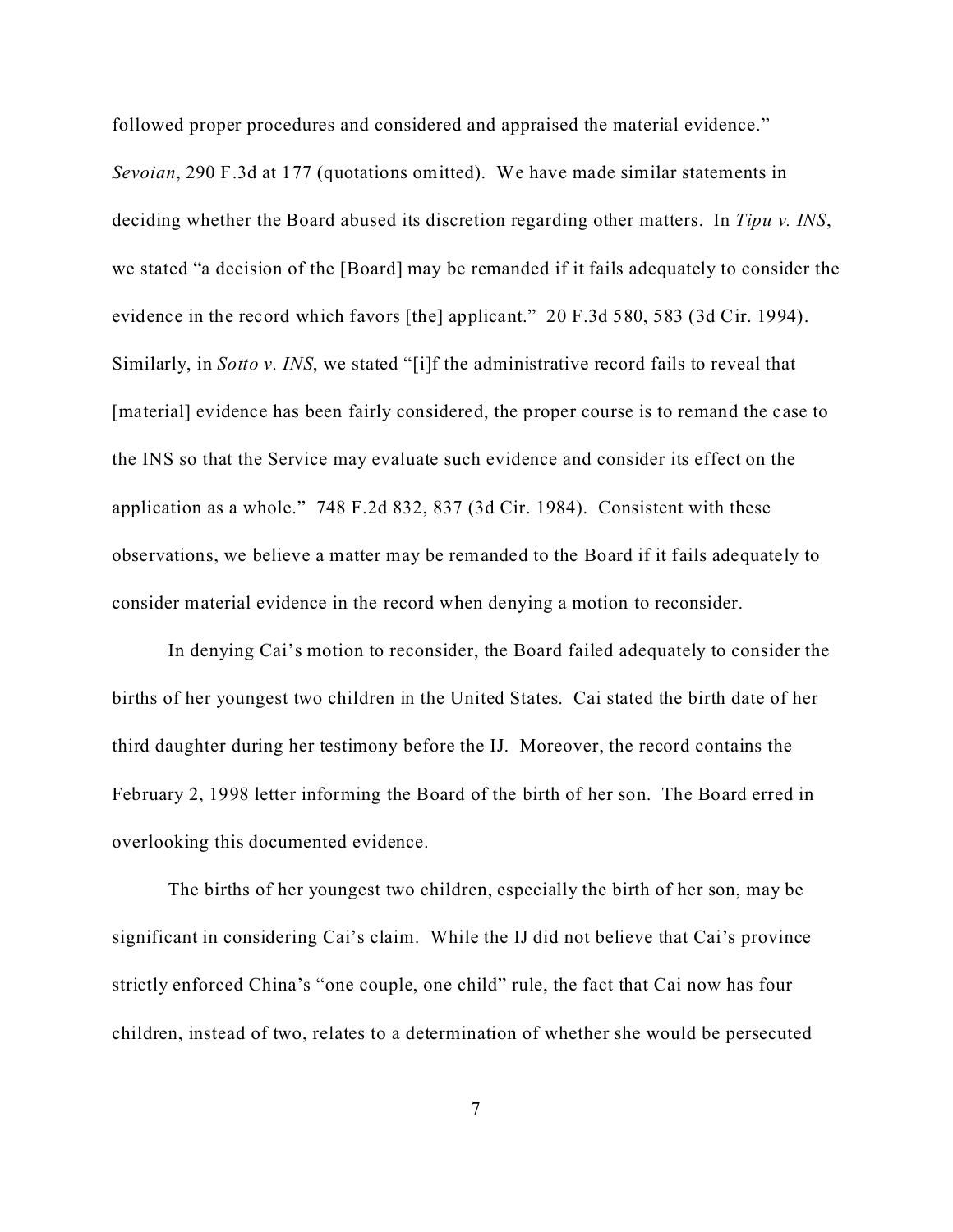followed proper procedures and considered and appraised the material evidence." *Sevoian*, 290 F.3d at 177 (quotations omitted). We have made similar statements in deciding whether the Board abused its discretion regarding other matters. In *Tipu v. INS*, we stated "a decision of the [Board] may be remanded if it fails adequately to consider the evidence in the record which favors [the] applicant." 20 F.3d 580, 583 (3d Cir. 1994). Similarly, in *Sotto v. INS*, we stated "[i]f the administrative record fails to reveal that [material] evidence has been fairly considered, the proper course is to remand the case to the INS so that the Service may evaluate such evidence and consider its effect on the application as a whole." 748 F.2d 832, 837 (3d Cir. 1984). Consistent with these observations, we believe a matter may be remanded to the Board if it fails adequately to consider material evidence in the record when denying a motion to reconsider.

In denying Cai's motion to reconsider, the Board failed adequately to consider the births of her youngest two children in the United States. Cai stated the birth date of her third daughter during her testimony before the IJ. Moreover, the record contains the February 2, 1998 letter informing the Board of the birth of her son. The Board erred in overlooking this documented evidence.

The births of her youngest two children, especially the birth of her son, may be significant in considering Cai's claim. While the IJ did not believe that Cai's province strictly enforced China's "one couple, one child" rule, the fact that Cai now has four children, instead of two, relates to a determination of whether she would be persecuted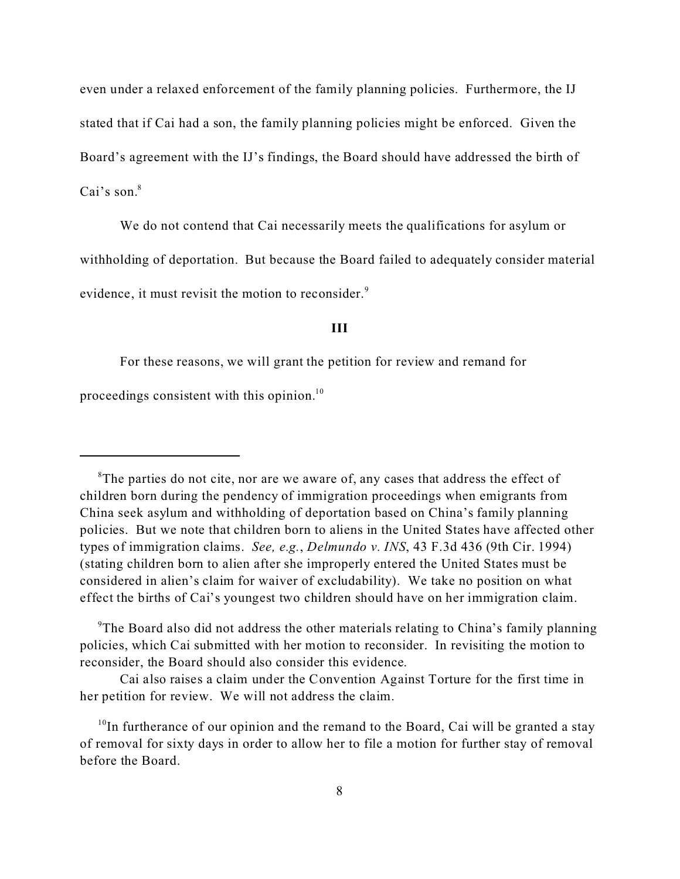even under a relaxed enforcement of the family planning policies. Furthermore, the IJ stated that if Cai had a son, the family planning policies might be enforced. Given the Board's agreement with the IJ's findings, the Board should have addressed the birth of Cai's son.[8]

We do not contend that Cai necessarily meets the qualifications for asylum or withholding of deportation. But because the Board failed to adequately consider material evidence, it must revisit the motion to reconsider.[9]

### III

For these reasons, we will grant the petition for review and remand for proceedings consistent with this opinion.[10]

---

[8]The parties do not cite, nor are we aware of, any cases that address the effect of children born during the pendency of immigration proceedings when emigrants from China seek asylum and withholding of deportation based on China's family planning policies. But we note that children born to aliens in the United States have affected other types of immigration claims. *See, e.g.*, *Delmundo v. INS*, 43 F.3d 436 (9th Cir. 1994) (stating children born to alien after she improperly entered the United States must be considered in alien's claim for waiver of excludability). We take no position on what effect the births of Cai's youngest two children should have on her immigration claim.

[9]The Board also did not address the other materials relating to China's family planning policies, which Cai submitted with her motion to reconsider. In revisiting the motion to reconsider, the Board should also consider this evidence.

Cai also raises a claim under the Convention Against Torture for the first time in her petition for review. We will not address the claim.

[10]In furtherance of our opinion and the remand to the Board, Cai will be granted a stay of removal for sixty days in order to allow her to file a motion for further stay of removal before the Board.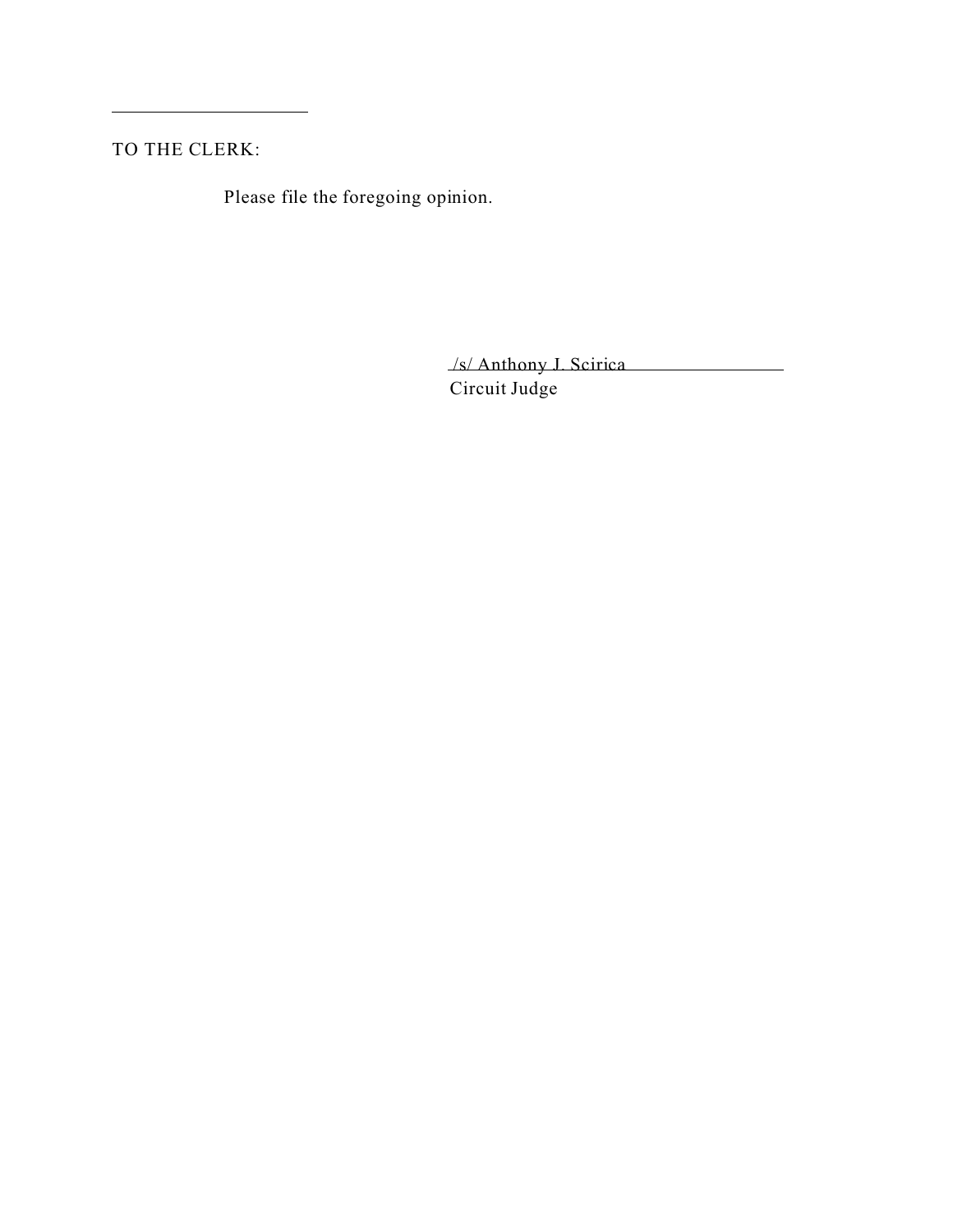---

TO THE CLERK:

Please file the foregoing opinion.

/s/ Anthony J. Scirica
Circuit Judge